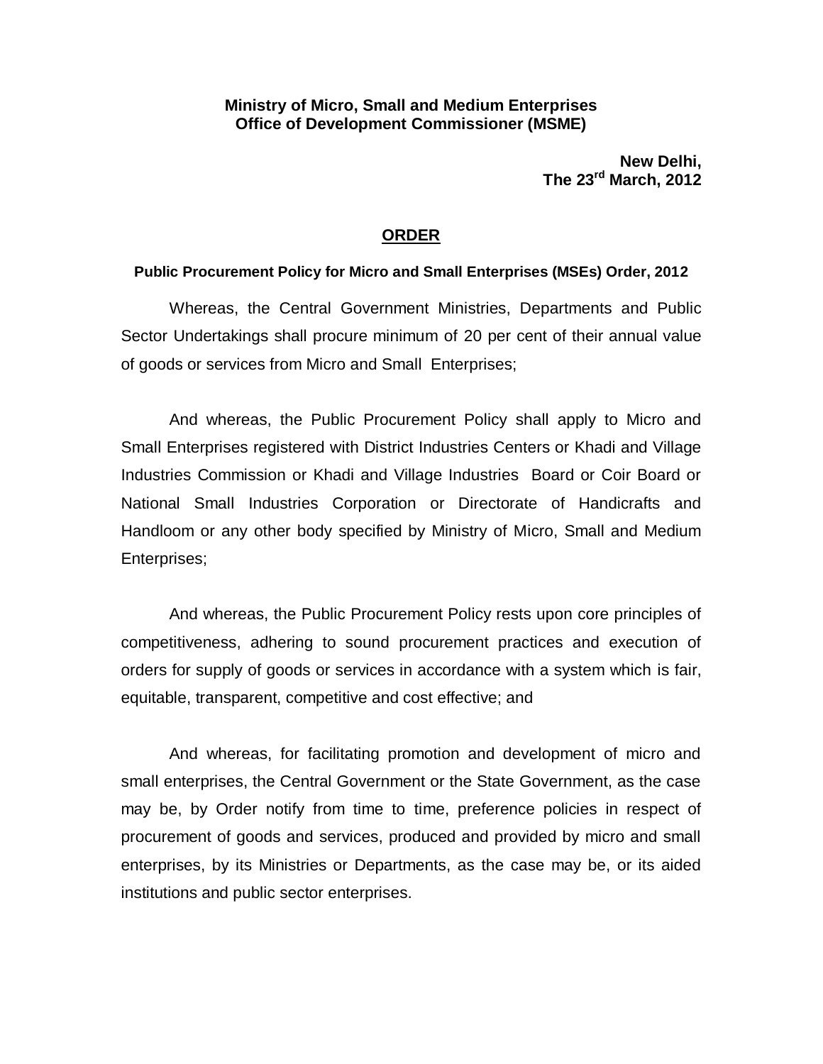**Ministry of Micro, Small and Medium Enterprises**
**Office of Development Commissioner (MSME)**

**New Delhi,**
**The 23rd March, 2012**

# ORDER

## Public Procurement Policy for Micro and Small Enterprises (MSEs) Order, 2012

Whereas, the Central Government Ministries, Departments and Public Sector Undertakings shall procure minimum of 20 per cent of their annual value of goods or services from Micro and Small Enterprises;

And whereas, the Public Procurement Policy shall apply to Micro and Small Enterprises registered with District Industries Centers or Khadi and Village Industries Commission or Khadi and Village Industries Board or Coir Board or National Small Industries Corporation or Directorate of Handicrafts and Handloom or any other body specified by Ministry of Micro, Small and Medium Enterprises;

And whereas, the Public Procurement Policy rests upon core principles of competitiveness, adhering to sound procurement practices and execution of orders for supply of goods or services in accordance with a system which is fair, equitable, transparent, competitive and cost effective; and

And whereas, for facilitating promotion and development of micro and small enterprises, the Central Government or the State Government, as the case may be, by Order notify from time to time, preference policies in respect of procurement of goods and services, produced and provided by micro and small enterprises, by its Ministries or Departments, as the case may be, or its aided institutions and public sector enterprises.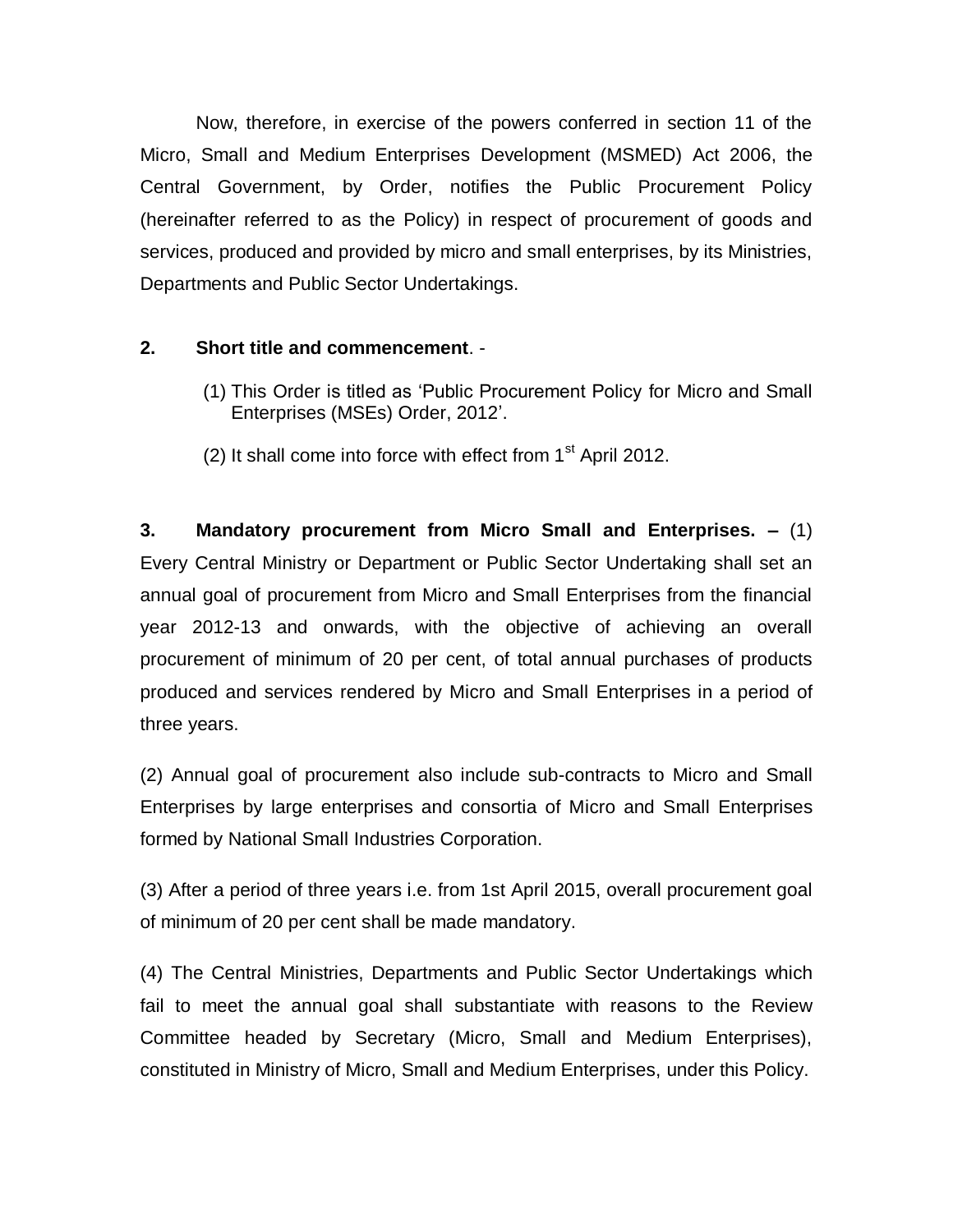Now, therefore, in exercise of the powers conferred in section 11 of the Micro, Small and Medium Enterprises Development (MSMED) Act 2006, the Central Government, by Order, notifies the Public Procurement Policy (hereinafter referred to as the Policy) in respect of procurement of goods and services, produced and provided by micro and small enterprises, by its Ministries, Departments and Public Sector Undertakings.

**2. Short title and commencement**. -

(1) This Order is titled as 'Public Procurement Policy for Micro and Small Enterprises (MSEs) Order, 2012'.

(2) It shall come into force with effect from 1st April 2012.

**3. Mandatory procurement from Micro Small and Enterprises. –** (1) Every Central Ministry or Department or Public Sector Undertaking shall set an annual goal of procurement from Micro and Small Enterprises from the financial year 2012-13 and onwards, with the objective of achieving an overall procurement of minimum of 20 per cent, of total annual purchases of products produced and services rendered by Micro and Small Enterprises in a period of three years.

(2) Annual goal of procurement also include sub-contracts to Micro and Small Enterprises by large enterprises and consortia of Micro and Small Enterprises formed by National Small Industries Corporation.

(3) After a period of three years i.e. from 1st April 2015, overall procurement goal of minimum of 20 per cent shall be made mandatory.

(4) The Central Ministries, Departments and Public Sector Undertakings which fail to meet the annual goal shall substantiate with reasons to the Review Committee headed by Secretary (Micro, Small and Medium Enterprises), constituted in Ministry of Micro, Small and Medium Enterprises, under this Policy.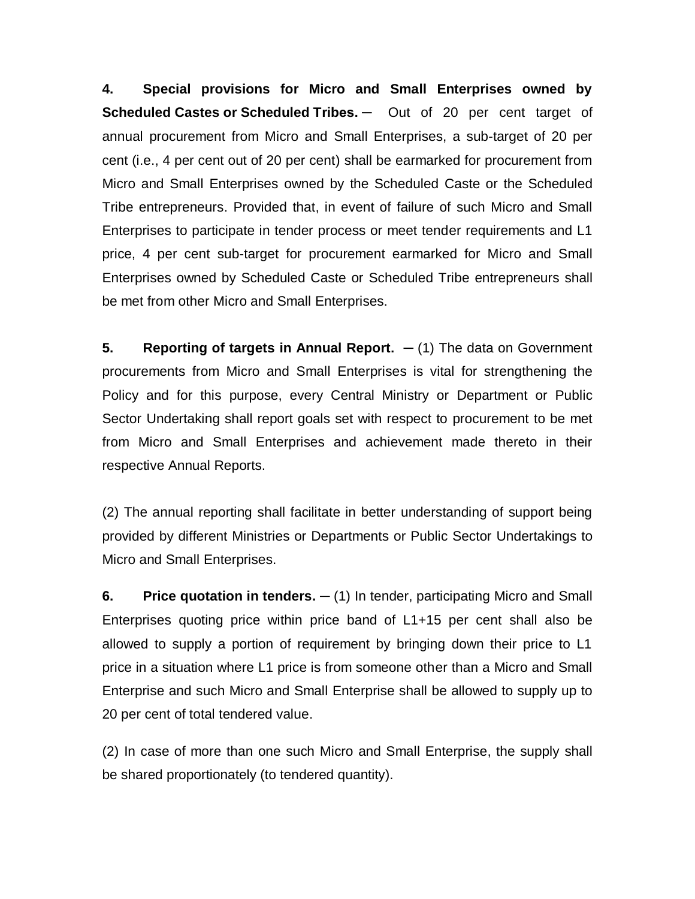**4. Special provisions for Micro and Small Enterprises owned by Scheduled Castes or Scheduled Tribes.** ─ Out of 20 per cent target of annual procurement from Micro and Small Enterprises, a sub-target of 20 per cent (i.e., 4 per cent out of 20 per cent) shall be earmarked for procurement from Micro and Small Enterprises owned by the Scheduled Caste or the Scheduled Tribe entrepreneurs. Provided that, in event of failure of such Micro and Small Enterprises to participate in tender process or meet tender requirements and L1 price, 4 per cent sub-target for procurement earmarked for Micro and Small Enterprises owned by Scheduled Caste or Scheduled Tribe entrepreneurs shall be met from other Micro and Small Enterprises.

**5. Reporting of targets in Annual Report.** ─ (1) The data on Government procurements from Micro and Small Enterprises is vital for strengthening the Policy and for this purpose, every Central Ministry or Department or Public Sector Undertaking shall report goals set with respect to procurement to be met from Micro and Small Enterprises and achievement made thereto in their respective Annual Reports.

(2) The annual reporting shall facilitate in better understanding of support being provided by different Ministries or Departments or Public Sector Undertakings to Micro and Small Enterprises.

**6. Price quotation in tenders.** ─ (1) In tender, participating Micro and Small Enterprises quoting price within price band of L1+15 per cent shall also be allowed to supply a portion of requirement by bringing down their price to L1 price in a situation where L1 price is from someone other than a Micro and Small Enterprise and such Micro and Small Enterprise shall be allowed to supply up to 20 per cent of total tendered value.

(2) In case of more than one such Micro and Small Enterprise, the supply shall be shared proportionately (to tendered quantity).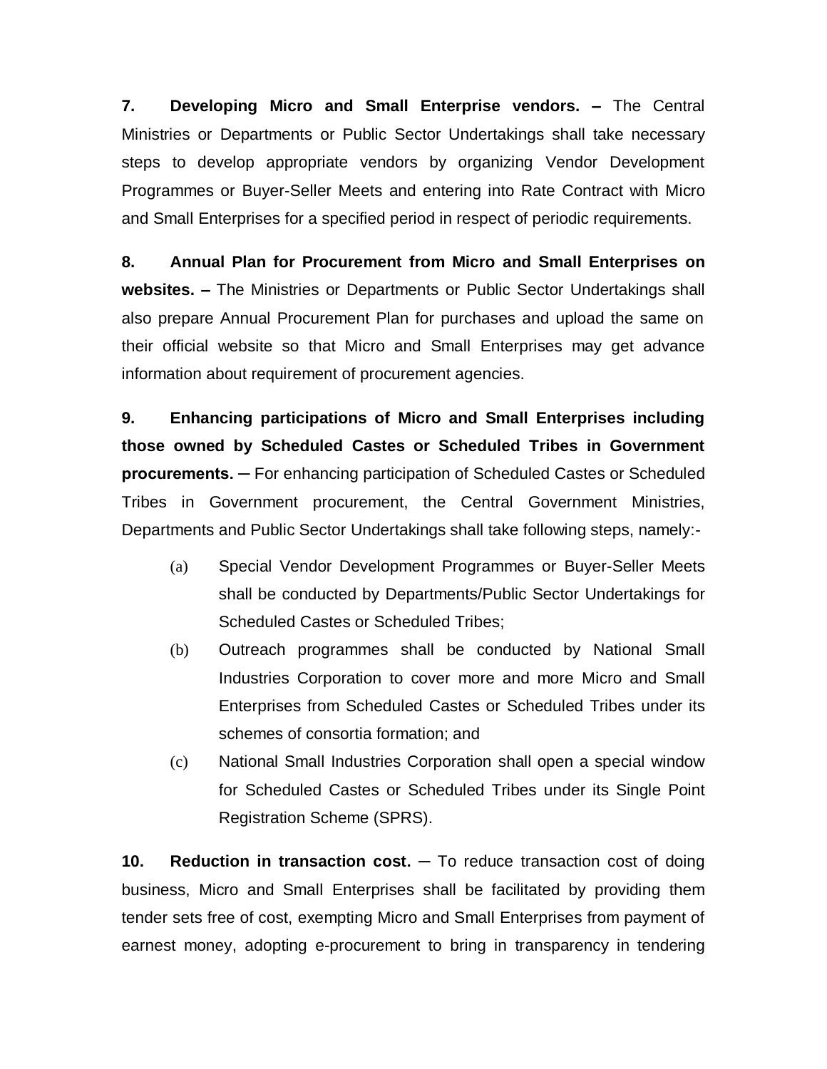**7. Developing Micro and Small Enterprise vendors. –** The Central Ministries or Departments or Public Sector Undertakings shall take necessary steps to develop appropriate vendors by organizing Vendor Development Programmes or Buyer-Seller Meets and entering into Rate Contract with Micro and Small Enterprises for a specified period in respect of periodic requirements.

**8. Annual Plan for Procurement from Micro and Small Enterprises on websites. –** The Ministries or Departments or Public Sector Undertakings shall also prepare Annual Procurement Plan for purchases and upload the same on their official website so that Micro and Small Enterprises may get advance information about requirement of procurement agencies.

**9. Enhancing participations of Micro and Small Enterprises including those owned by Scheduled Castes or Scheduled Tribes in Government procurements. ─** For enhancing participation of Scheduled Castes or Scheduled Tribes in Government procurement, the Central Government Ministries, Departments and Public Sector Undertakings shall take following steps, namely:-

(a) Special Vendor Development Programmes or Buyer-Seller Meets shall be conducted by Departments/Public Sector Undertakings for Scheduled Castes or Scheduled Tribes;

(b) Outreach programmes shall be conducted by National Small Industries Corporation to cover more and more Micro and Small Enterprises from Scheduled Castes or Scheduled Tribes under its schemes of consortia formation; and

(c) National Small Industries Corporation shall open a special window for Scheduled Castes or Scheduled Tribes under its Single Point Registration Scheme (SPRS).

**10. Reduction in transaction cost. ─** To reduce transaction cost of doing business, Micro and Small Enterprises shall be facilitated by providing them tender sets free of cost, exempting Micro and Small Enterprises from payment of earnest money, adopting e-procurement to bring in transparency in tendering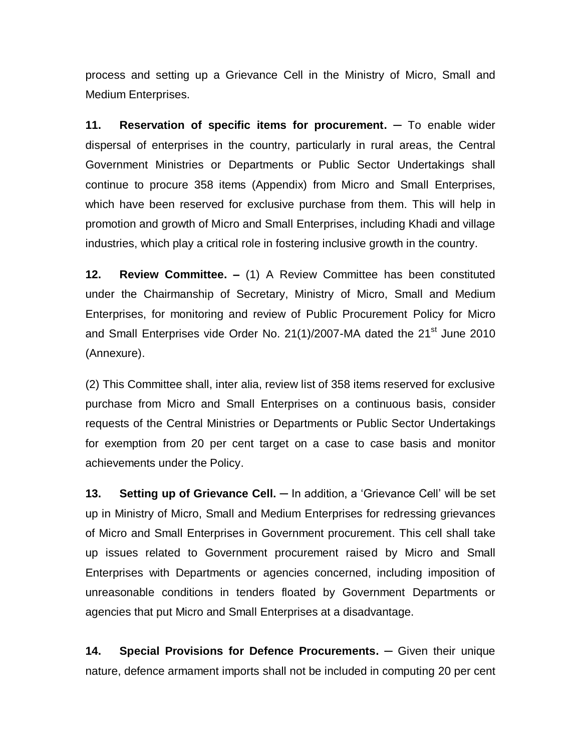process and setting up a Grievance Cell in the Ministry of Micro, Small and Medium Enterprises.

**11. Reservation of specific items for procurement.** ─ To enable wider dispersal of enterprises in the country, particularly in rural areas, the Central Government Ministries or Departments or Public Sector Undertakings shall continue to procure 358 items (Appendix) from Micro and Small Enterprises, which have been reserved for exclusive purchase from them. This will help in promotion and growth of Micro and Small Enterprises, including Khadi and village industries, which play a critical role in fostering inclusive growth in the country.

**12. Review Committee. –** (1) A Review Committee has been constituted under the Chairmanship of Secretary, Ministry of Micro, Small and Medium Enterprises, for monitoring and review of Public Procurement Policy for Micro and Small Enterprises vide Order No. 21(1)/2007-MA dated the 21st June 2010 (Annexure).

(2) This Committee shall, inter alia, review list of 358 items reserved for exclusive purchase from Micro and Small Enterprises on a continuous basis, consider requests of the Central Ministries or Departments or Public Sector Undertakings for exemption from 20 per cent target on a case to case basis and monitor achievements under the Policy.

**13. Setting up of Grievance Cell.** ─ In addition, a 'Grievance Cell' will be set up in Ministry of Micro, Small and Medium Enterprises for redressing grievances of Micro and Small Enterprises in Government procurement. This cell shall take up issues related to Government procurement raised by Micro and Small Enterprises with Departments or agencies concerned, including imposition of unreasonable conditions in tenders floated by Government Departments or agencies that put Micro and Small Enterprises at a disadvantage.

**14. Special Provisions for Defence Procurements.** ─ Given their unique nature, defence armament imports shall not be included in computing 20 per cent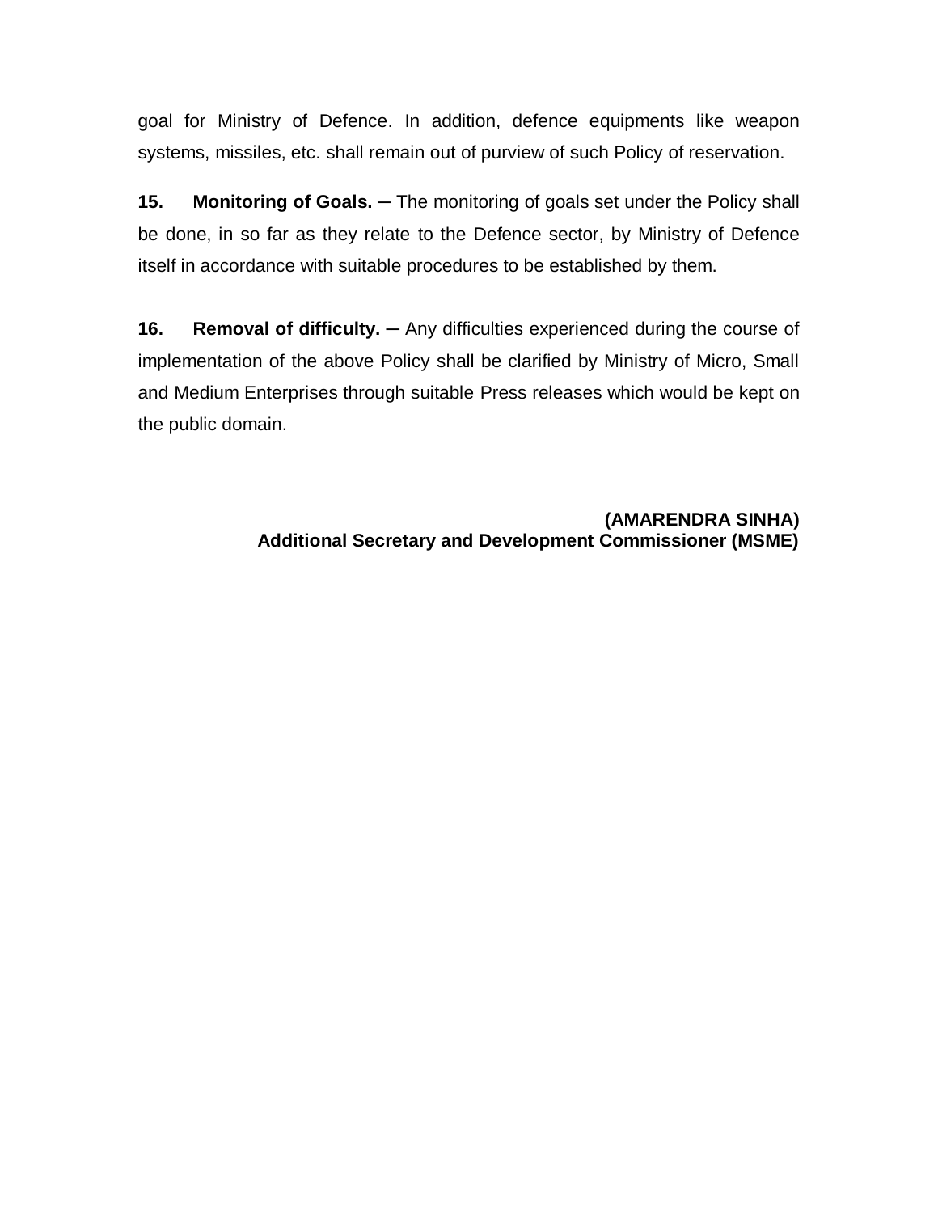goal for Ministry of Defence. In addition, defence equipments like weapon systems, missiles, etc. shall remain out of purview of such Policy of reservation.

**15. Monitoring of Goals.** ─ The monitoring of goals set under the Policy shall be done, in so far as they relate to the Defence sector, by Ministry of Defence itself in accordance with suitable procedures to be established by them.

**16. Removal of difficulty.** ─ Any difficulties experienced during the course of implementation of the above Policy shall be clarified by Ministry of Micro, Small and Medium Enterprises through suitable Press releases which would be kept on the public domain.

**(AMARENDRA SINHA)**
**Additional Secretary and Development Commissioner (MSME)**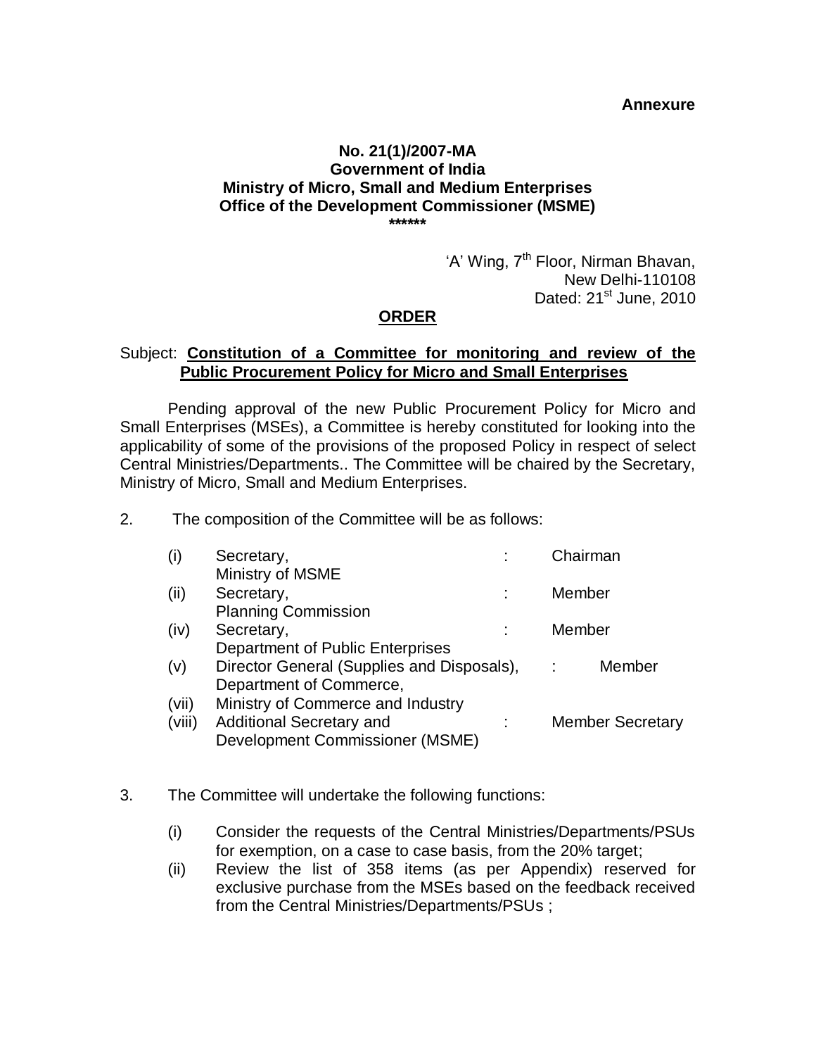**Annexure**

**No. 21(1)/2007-MA**
**Government of India**
**Ministry of Micro, Small and Medium Enterprises**
**Office of the Development Commissioner (MSME)**
**\*\*\*\*\*\***

'A' Wing, 7th Floor, Nirman Bhavan,
New Delhi-110108
Dated: 21st June, 2010

## ORDER

Subject: **Constitution of a Committee for monitoring and review of the Public Procurement Policy for Micro and Small Enterprises**

Pending approval of the new Public Procurement Policy for Micro and Small Enterprises (MSEs), a Committee is hereby constituted for looking into the applicability of some of the provisions of the proposed Policy in respect of select Central Ministries/Departments.. The Committee will be chaired by the Secretary, Ministry of Micro, Small and Medium Enterprises.

2. The composition of the Committee will be as follows:

| | | | |
|---|---|---|---|
| (i) | Secretary, Ministry of MSME | : | Chairman |
| (ii) | Secretary, Planning Commission | : | Member |
| (iv) | Secretary, Department of Public Enterprises | : | Member |
| (v) | Director General (Supplies and Disposals), Department of Commerce, | : | Member |
| (vii) | Ministry of Commerce and Industry | | |
| (viii) | Additional Secretary and Development Commissioner (MSME) | : | Member Secretary |

3. The Committee will undertake the following functions:

   (i) Consider the requests of the Central Ministries/Departments/PSUs for exemption, on a case to case basis, from the 20% target;

   (ii) Review the list of 358 items (as per Appendix) reserved for exclusive purchase from the MSEs based on the feedback received from the Central Ministries/Departments/PSUs ;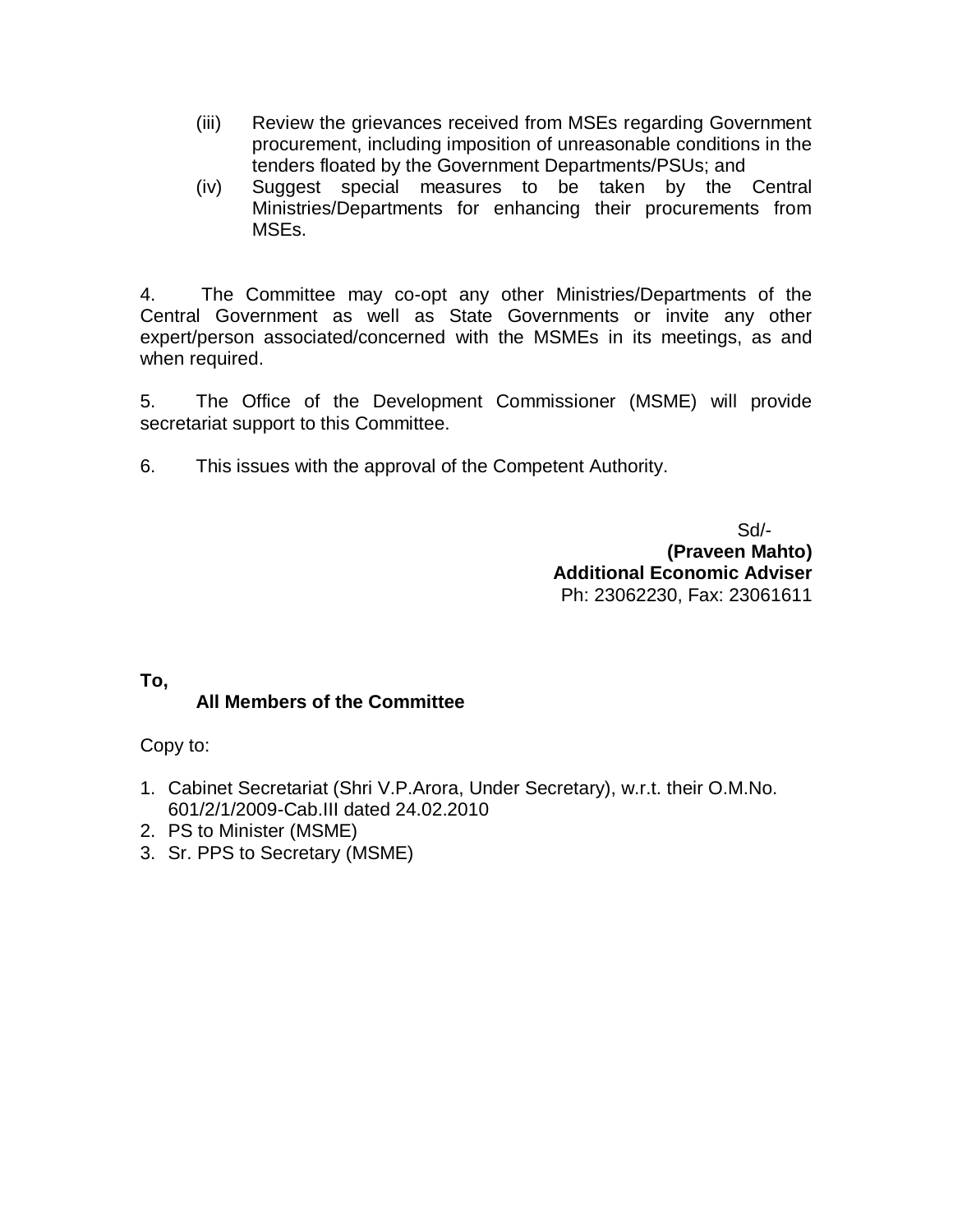(iii) Review the grievances received from MSEs regarding Government procurement, including imposition of unreasonable conditions in the tenders floated by the Government Departments/PSUs; and

(iv) Suggest special measures to be taken by the Central Ministries/Departments for enhancing their procurements from MSEs.

4. The Committee may co-opt any other Ministries/Departments of the Central Government as well as State Governments or invite any other expert/person associated/concerned with the MSMEs in its meetings, as and when required.

5. The Office of the Development Commissioner (MSME) will provide secretariat support to this Committee.

6. This issues with the approval of the Competent Authority.

Sd/-
**(Praveen Mahto)**
**Additional Economic Adviser**
Ph: 23062230, Fax: 23061611

**To,**

**All Members of the Committee**

Copy to:

1. Cabinet Secretariat (Shri V.P.Arora, Under Secretary), w.r.t. their O.M.No. 601/2/1/2009-Cab.III dated 24.02.2010
2. PS to Minister (MSME)
3. Sr. PPS to Secretary (MSME)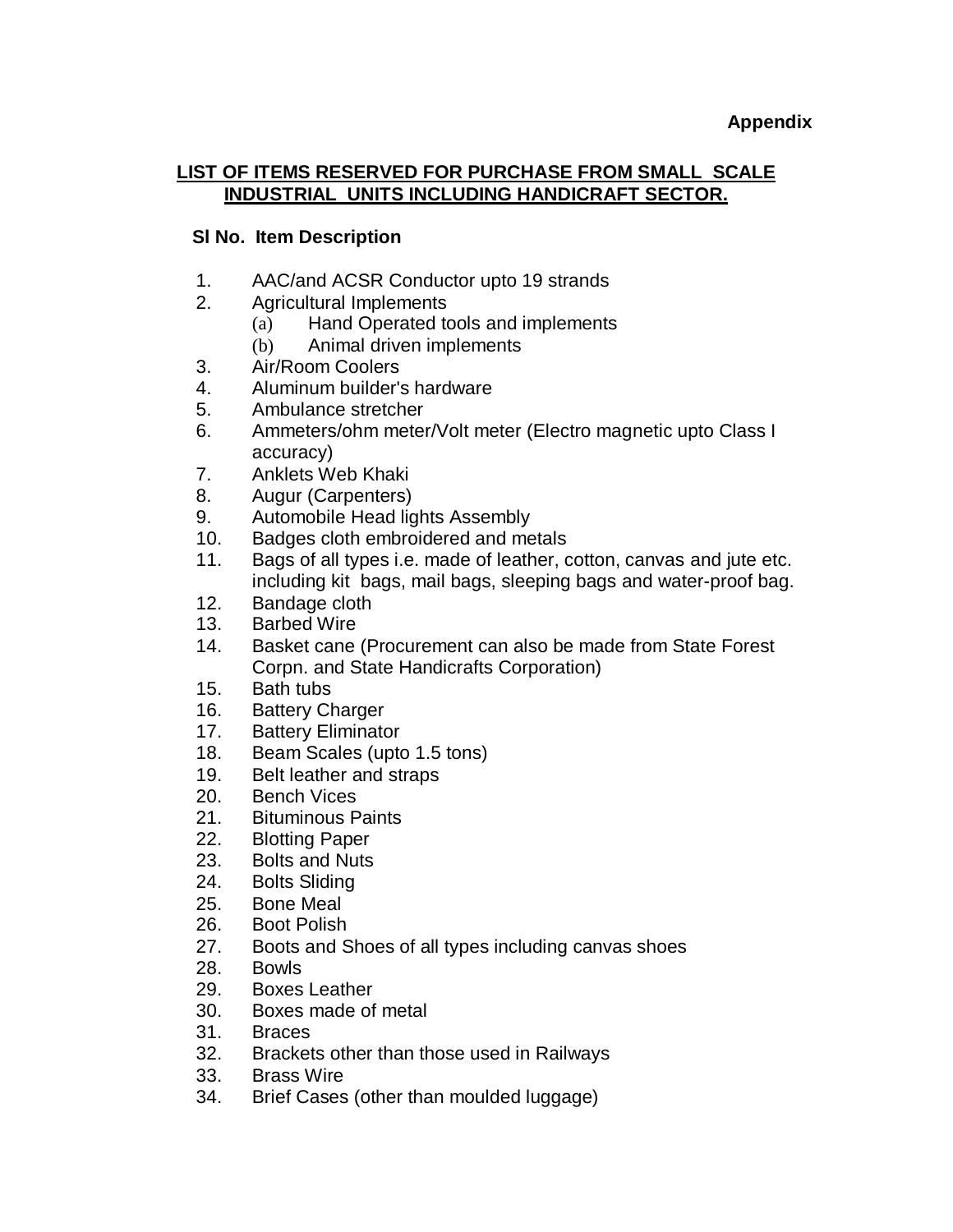**Appendix**

## LIST OF ITEMS RESERVED FOR PURCHASE FROM SMALL SCALE INDUSTRIAL UNITS INCLUDING HANDICRAFT SECTOR.

**Sl No. Item Description**

1. AAC/and ACSR Conductor upto 19 strands
2. Agricultural Implements
   - (a) Hand Operated tools and implements
   - (b) Animal driven implements
3. Air/Room Coolers
4. Aluminum builder's hardware
5. Ambulance stretcher
6. Ammeters/ohm meter/Volt meter (Electro magnetic upto Class I accuracy)
7. Anklets Web Khaki
8. Augur (Carpenters)
9. Automobile Head lights Assembly
10. Badges cloth embroidered and metals
11. Bags of all types i.e. made of leather, cotton, canvas and jute etc. including kit bags, mail bags, sleeping bags and water-proof bag.
12. Bandage cloth
13. Barbed Wire
14. Basket cane (Procurement can also be made from State Forest Corpn. and State Handicrafts Corporation)
15. Bath tubs
16. Battery Charger
17. Battery Eliminator
18. Beam Scales (upto 1.5 tons)
19. Belt leather and straps
20. Bench Vices
21. Bituminous Paints
22. Blotting Paper
23. Bolts and Nuts
24. Bolts Sliding
25. Bone Meal
26. Boot Polish
27. Boots and Shoes of all types including canvas shoes
28. Bowls
29. Boxes Leather
30. Boxes made of metal
31. Braces
32. Brackets other than those used in Railways
33. Brass Wire
34. Brief Cases (other than moulded luggage)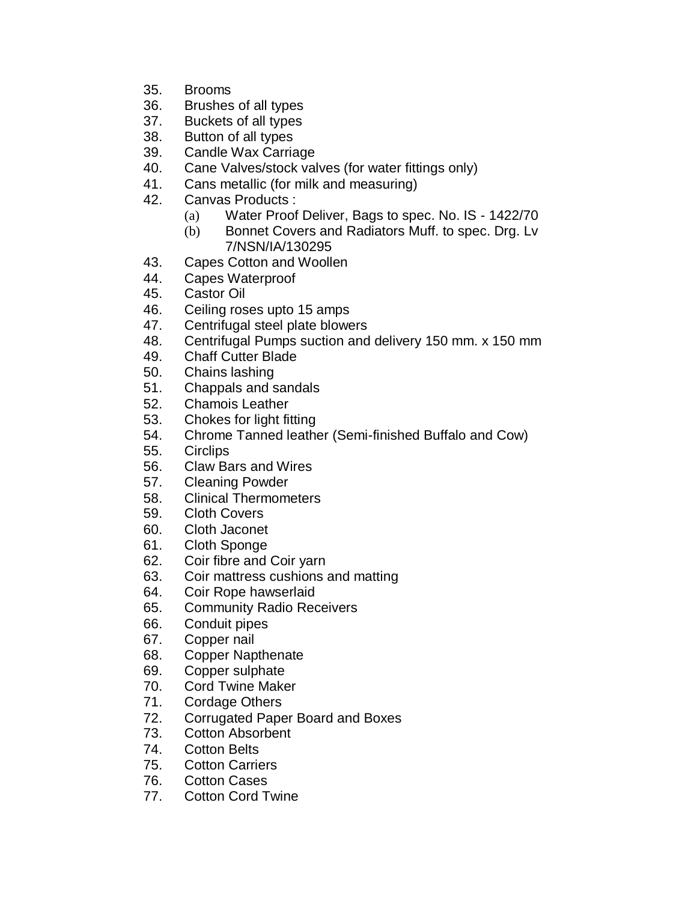35. Brooms
36. Brushes of all types
37. Buckets of all types
38. Button of all types
39. Candle Wax Carriage
40. Cane Valves/stock valves (for water fittings only)
41. Cans metallic (for milk and measuring)
42. Canvas Products :
    (a) Water Proof Deliver, Bags to spec. No. IS - 1422/70
    (b) Bonnet Covers and Radiators Muff. to spec. Drg. Lv 7/NSN/IA/130295
43. Capes Cotton and Woollen
44. Capes Waterproof
45. Castor Oil
46. Ceiling roses upto 15 amps
47. Centrifugal steel plate blowers
48. Centrifugal Pumps suction and delivery 150 mm. x 150 mm
49. Chaff Cutter Blade
50. Chains lashing
51. Chappals and sandals
52. Chamois Leather
53. Chokes for light fitting
54. Chrome Tanned leather (Semi-finished Buffalo and Cow)
55. Circlips
56. Claw Bars and Wires
57. Cleaning Powder
58. Clinical Thermometers
59. Cloth Covers
60. Cloth Jaconet
61. Cloth Sponge
62. Coir fibre and Coir yarn
63. Coir mattress cushions and matting
64. Coir Rope hawserlaid
65. Community Radio Receivers
66. Conduit pipes
67. Copper nail
68. Copper Napthenate
69. Copper sulphate
70. Cord Twine Maker
71. Cordage Others
72. Corrugated Paper Board and Boxes
73. Cotton Absorbent
74. Cotton Belts
75. Cotton Carriers
76. Cotton Cases
77. Cotton Cord Twine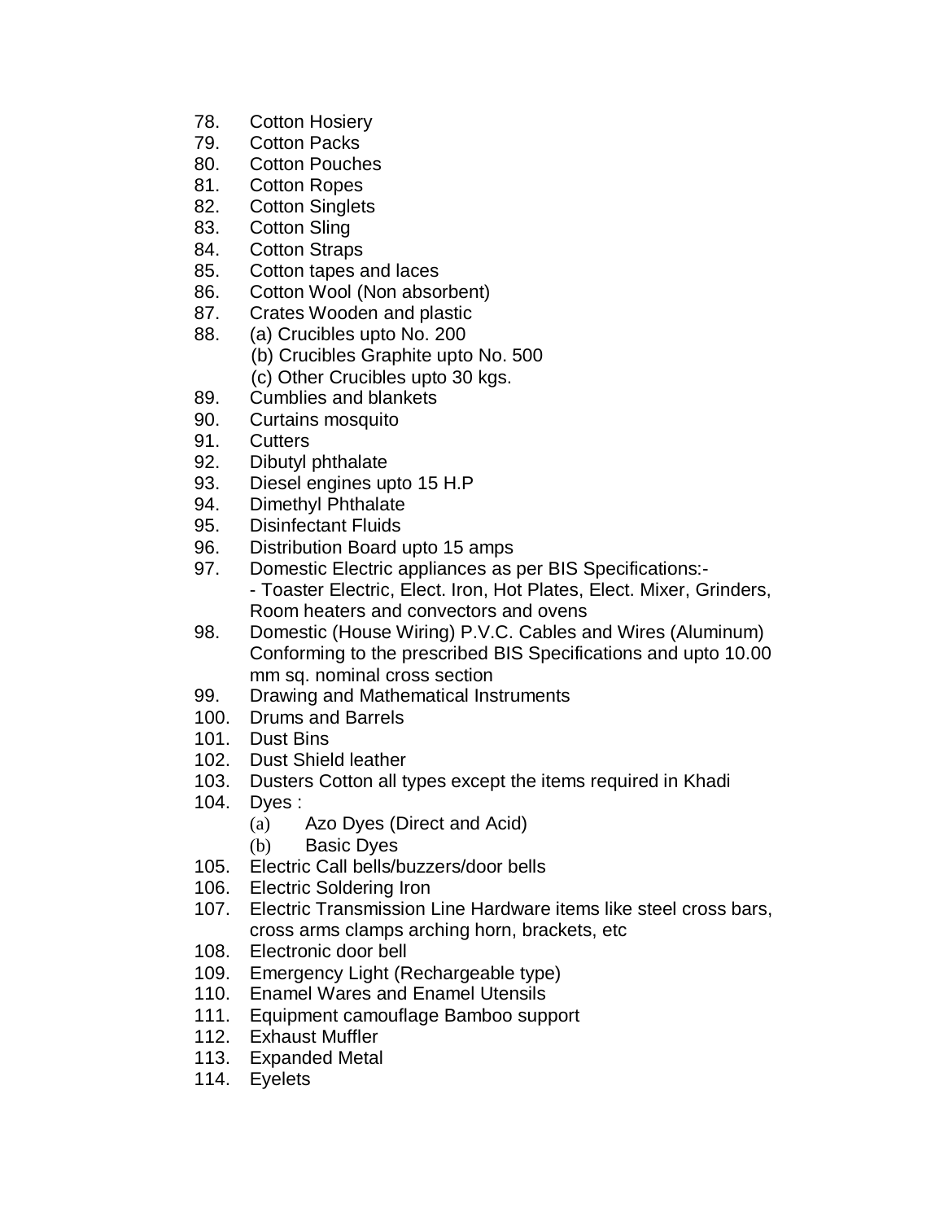78. Cotton Hosiery
79. Cotton Packs
80. Cotton Pouches
81. Cotton Ropes
82. Cotton Singlets
83. Cotton Sling
84. Cotton Straps
85. Cotton tapes and laces
86. Cotton Wool (Non absorbent)
87. Crates Wooden and plastic
88. (a) Crucibles upto No. 200
    (b) Crucibles Graphite upto No. 500
    (c) Other Crucibles upto 30 kgs.
89. Cumblies and blankets
90. Curtains mosquito
91. Cutters
92. Dibutyl phthalate
93. Diesel engines upto 15 H.P
94. Dimethyl Phthalate
95. Disinfectant Fluids
96. Distribution Board upto 15 amps
97. Domestic Electric appliances as per BIS Specifications:-
    - Toaster Electric, Elect. Iron, Hot Plates, Elect. Mixer, Grinders, Room heaters and convectors and ovens
98. Domestic (House Wiring) P.V.C. Cables and Wires (Aluminum) Conforming to the prescribed BIS Specifications and upto 10.00 mm sq. nominal cross section
99. Drawing and Mathematical Instruments
100. Drums and Barrels
101. Dust Bins
102. Dust Shield leather
103. Dusters Cotton all types except the items required in Khadi
104. Dyes :
    (a) Azo Dyes (Direct and Acid)
    (b) Basic Dyes
105. Electric Call bells/buzzers/door bells
106. Electric Soldering Iron
107. Electric Transmission Line Hardware items like steel cross bars, cross arms clamps arching horn, brackets, etc
108. Electronic door bell
109. Emergency Light (Rechargeable type)
110. Enamel Wares and Enamel Utensils
111. Equipment camouflage Bamboo support
112. Exhaust Muffler
113. Expanded Metal
114. Eyelets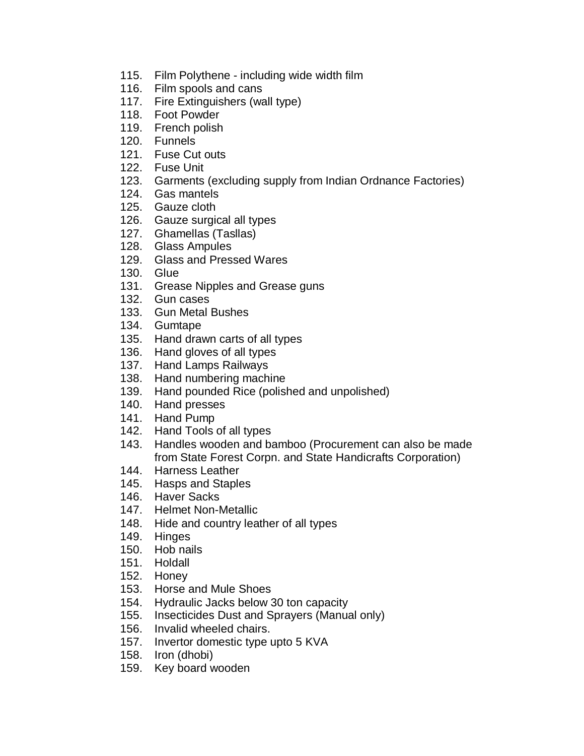115. Film Polythene - including wide width film
116. Film spools and cans
117. Fire Extinguishers (wall type)
118. Foot Powder
119. French polish
120. Funnels
121. Fuse Cut outs
122. Fuse Unit
123. Garments (excluding supply from Indian Ordnance Factories)
124. Gas mantels
125. Gauze cloth
126. Gauze surgical all types
127. Ghamellas (Tasllas)
128. Glass Ampules
129. Glass and Pressed Wares
130. Glue
131. Grease Nipples and Grease guns
132. Gun cases
133. Gun Metal Bushes
134. Gumtape
135. Hand drawn carts of all types
136. Hand gloves of all types
137. Hand Lamps Railways
138. Hand numbering machine
139. Hand pounded Rice (polished and unpolished)
140. Hand presses
141. Hand Pump
142. Hand Tools of all types
143. Handles wooden and bamboo (Procurement can also be made from State Forest Corpn. and State Handicrafts Corporation)
144. Harness Leather
145. Hasps and Staples
146. Haver Sacks
147. Helmet Non-Metallic
148. Hide and country leather of all types
149. Hinges
150. Hob nails
151. Holdall
152. Honey
153. Horse and Mule Shoes
154. Hydraulic Jacks below 30 ton capacity
155. Insecticides Dust and Sprayers (Manual only)
156. Invalid wheeled chairs.
157. Invertor domestic type upto 5 KVA
158. Iron (dhobi)
159. Key board wooden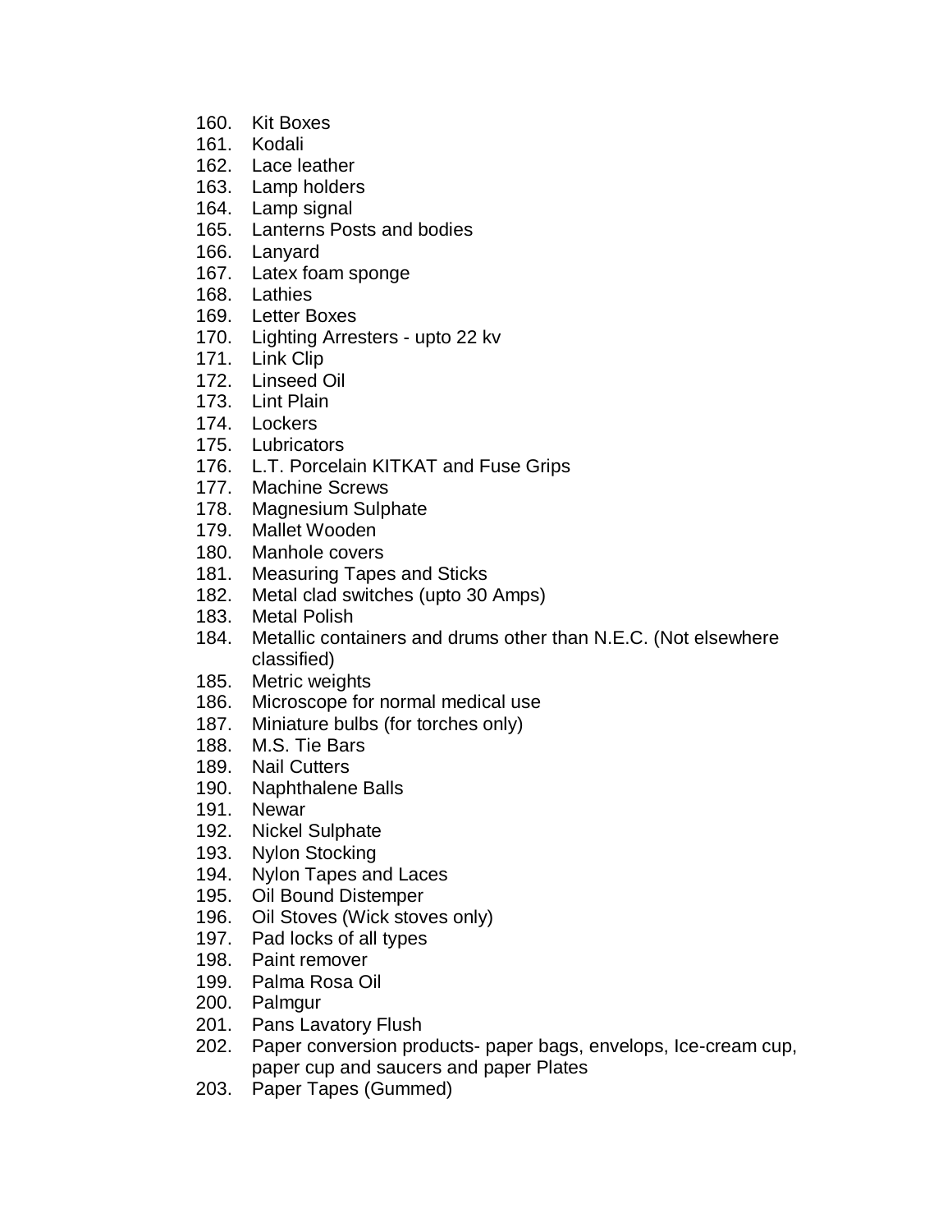160. Kit Boxes
161. Kodali
162. Lace leather
163. Lamp holders
164. Lamp signal
165. Lanterns Posts and bodies
166. Lanyard
167. Latex foam sponge
168. Lathies
169. Letter Boxes
170. Lighting Arresters - upto 22 kv
171. Link Clip
172. Linseed Oil
173. Lint Plain
174. Lockers
175. Lubricators
176. L.T. Porcelain KITKAT and Fuse Grips
177. Machine Screws
178. Magnesium Sulphate
179. Mallet Wooden
180. Manhole covers
181. Measuring Tapes and Sticks
182. Metal clad switches (upto 30 Amps)
183. Metal Polish
184. Metallic containers and drums other than N.E.C. (Not elsewhere classified)
185. Metric weights
186. Microscope for normal medical use
187. Miniature bulbs (for torches only)
188. M.S. Tie Bars
189. Nail Cutters
190. Naphthalene Balls
191. Newar
192. Nickel Sulphate
193. Nylon Stocking
194. Nylon Tapes and Laces
195. Oil Bound Distemper
196. Oil Stoves (Wick stoves only)
197. Pad locks of all types
198. Paint remover
199. Palma Rosa Oil
200. Palmgur
201. Pans Lavatory Flush
202. Paper conversion products- paper bags, envelops, Ice-cream cup, paper cup and saucers and paper Plates
203. Paper Tapes (Gummed)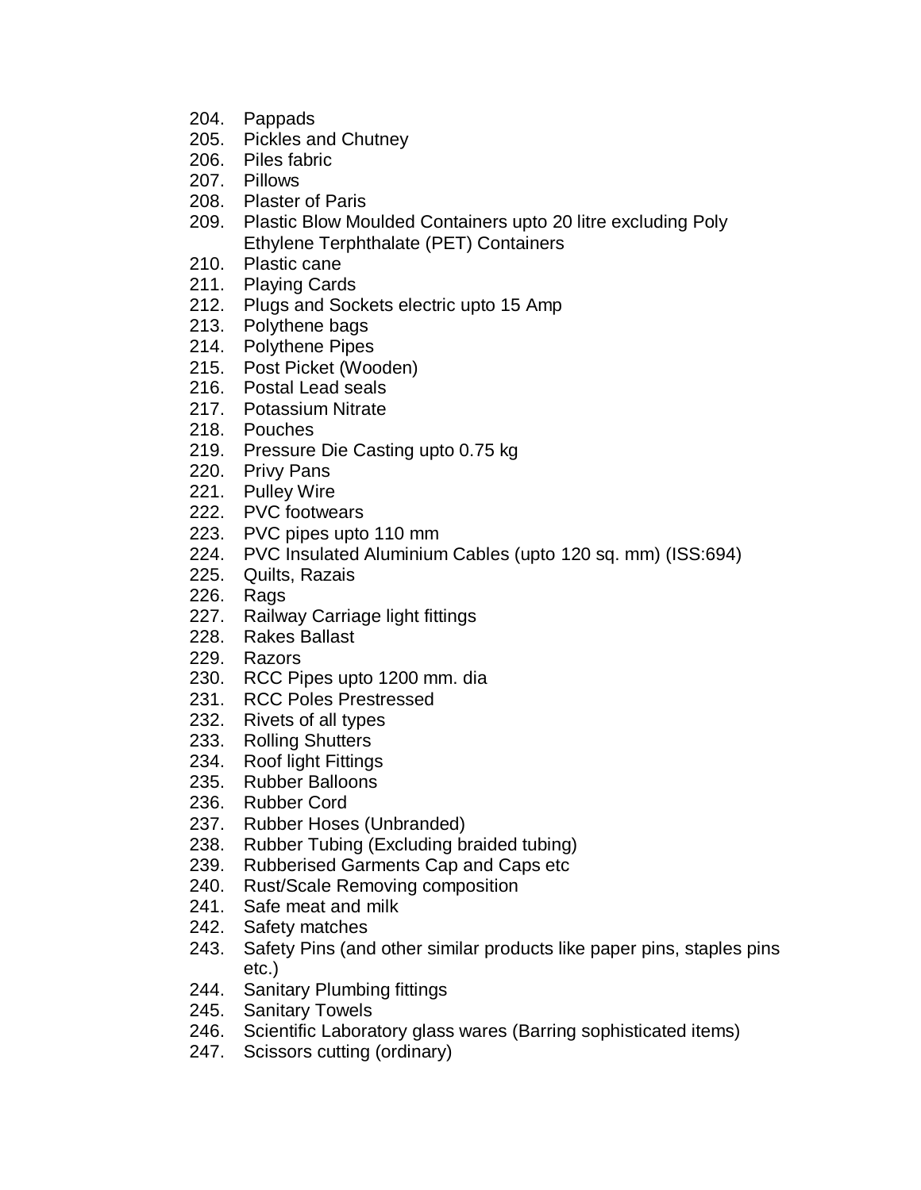204. Pappads
205. Pickles and Chutney
206. Piles fabric
207. Pillows
208. Plaster of Paris
209. Plastic Blow Moulded Containers upto 20 litre excluding Poly Ethylene Terphthalate (PET) Containers
210. Plastic cane
211. Playing Cards
212. Plugs and Sockets electric upto 15 Amp
213. Polythene bags
214. Polythene Pipes
215. Post Picket (Wooden)
216. Postal Lead seals
217. Potassium Nitrate
218. Pouches
219. Pressure Die Casting upto 0.75 kg
220. Privy Pans
221. Pulley Wire
222. PVC footwears
223. PVC pipes upto 110 mm
224. PVC Insulated Aluminium Cables (upto 120 sq. mm) (ISS:694)
225. Quilts, Razais
226. Rags
227. Railway Carriage light fittings
228. Rakes Ballast
229. Razors
230. RCC Pipes upto 1200 mm. dia
231. RCC Poles Prestressed
232. Rivets of all types
233. Rolling Shutters
234. Roof light Fittings
235. Rubber Balloons
236. Rubber Cord
237. Rubber Hoses (Unbranded)
238. Rubber Tubing (Excluding braided tubing)
239. Rubberised Garments Cap and Caps etc
240. Rust/Scale Removing composition
241. Safe meat and milk
242. Safety matches
243. Safety Pins (and other similar products like paper pins, staples pins etc.)
244. Sanitary Plumbing fittings
245. Sanitary Towels
246. Scientific Laboratory glass wares (Barring sophisticated items)
247. Scissors cutting (ordinary)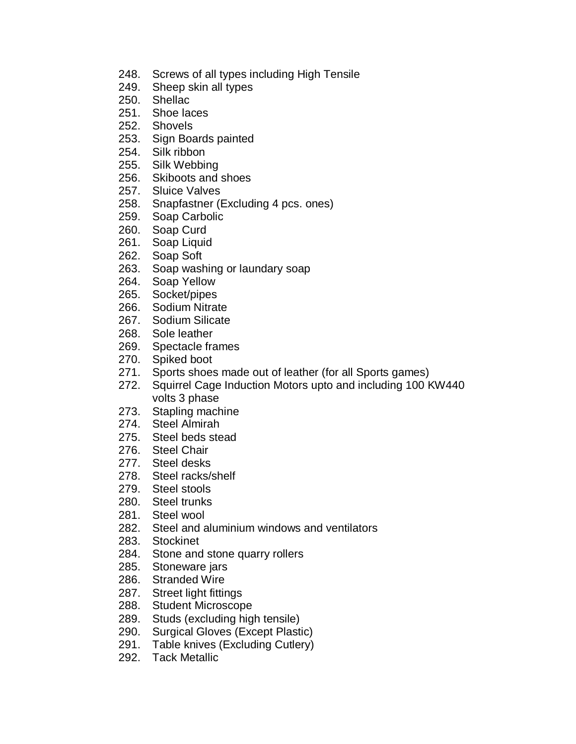248. Screws of all types including High Tensile
249. Sheep skin all types
250. Shellac
251. Shoe laces
252. Shovels
253. Sign Boards painted
254. Silk ribbon
255. Silk Webbing
256. Skiboots and shoes
257. Sluice Valves
258. Snapfastner (Excluding 4 pcs. ones)
259. Soap Carbolic
260. Soap Curd
261. Soap Liquid
262. Soap Soft
263. Soap washing or laundary soap
264. Soap Yellow
265. Socket/pipes
266. Sodium Nitrate
267. Sodium Silicate
268. Sole leather
269. Spectacle frames
270. Spiked boot
271. Sports shoes made out of leather (for all Sports games)
272. Squirrel Cage Induction Motors upto and including 100 KW440 volts 3 phase
273. Stapling machine
274. Steel Almirah
275. Steel beds stead
276. Steel Chair
277. Steel desks
278. Steel racks/shelf
279. Steel stools
280. Steel trunks
281. Steel wool
282. Steel and aluminium windows and ventilators
283. Stockinet
284. Stone and stone quarry rollers
285. Stoneware jars
286. Stranded Wire
287. Street light fittings
288. Student Microscope
289. Studs (excluding high tensile)
290. Surgical Gloves (Except Plastic)
291. Table knives (Excluding Cutlery)
292. Tack Metallic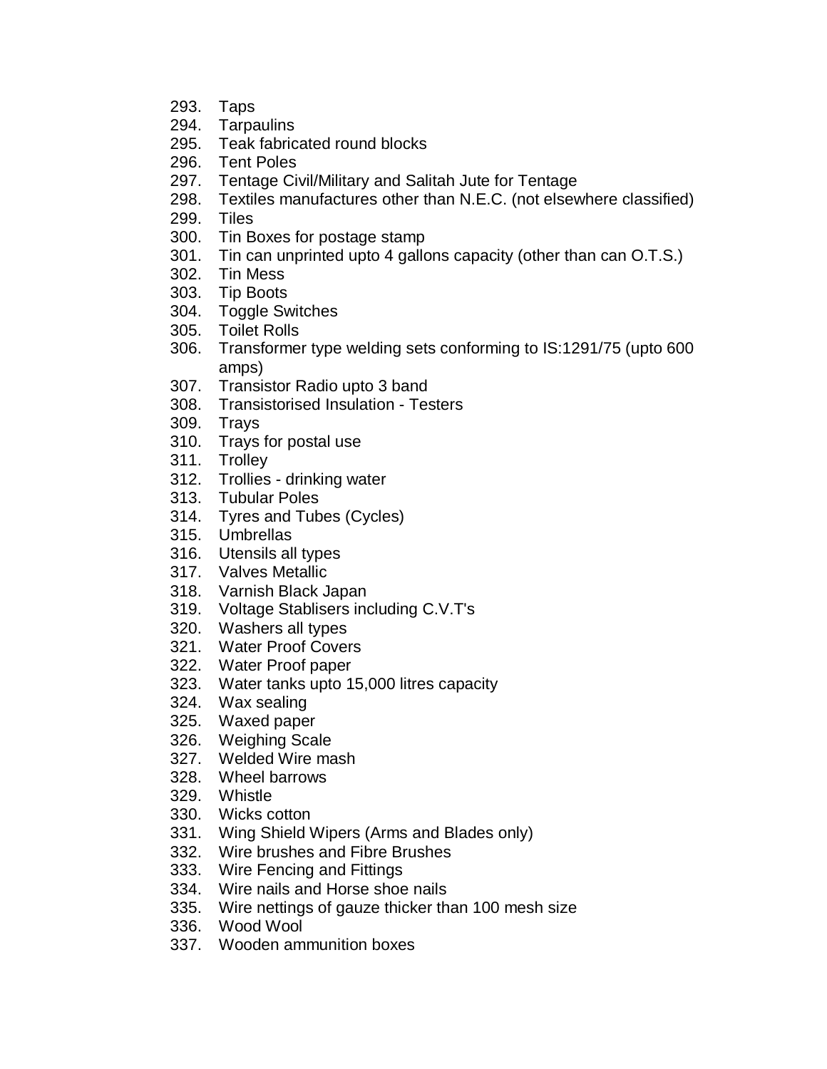293. Taps
294. Tarpaulins
295. Teak fabricated round blocks
296. Tent Poles
297. Tentage Civil/Military and Salitah Jute for Tentage
298. Textiles manufactures other than N.E.C. (not elsewhere classified)
299. Tiles
300. Tin Boxes for postage stamp
301. Tin can unprinted upto 4 gallons capacity (other than can O.T.S.)
302. Tin Mess
303. Tip Boots
304. Toggle Switches
305. Toilet Rolls
306. Transformer type welding sets conforming to IS:1291/75 (upto 600 amps)
307. Transistor Radio upto 3 band
308. Transistorised Insulation - Testers
309. Trays
310. Trays for postal use
311. Trolley
312. Trollies - drinking water
313. Tubular Poles
314. Tyres and Tubes (Cycles)
315. Umbrellas
316. Utensils all types
317. Valves Metallic
318. Varnish Black Japan
319. Voltage Stablisers including C.V.T's
320. Washers all types
321. Water Proof Covers
322. Water Proof paper
323. Water tanks upto 15,000 litres capacity
324. Wax sealing
325. Waxed paper
326. Weighing Scale
327. Welded Wire mash
328. Wheel barrows
329. Whistle
330. Wicks cotton
331. Wing Shield Wipers (Arms and Blades only)
332. Wire brushes and Fibre Brushes
333. Wire Fencing and Fittings
334. Wire nails and Horse shoe nails
335. Wire nettings of gauze thicker than 100 mesh size
336. Wood Wool
337. Wooden ammunition boxes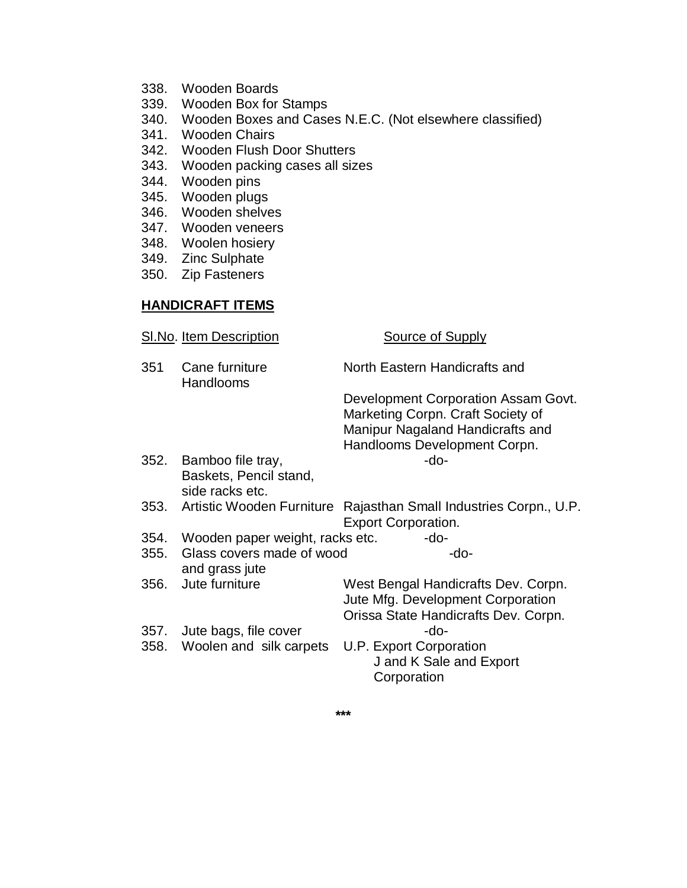338. Wooden Boards
339. Wooden Box for Stamps
340. Wooden Boxes and Cases N.E.C. (Not elsewhere classified)
341. Wooden Chairs
342. Wooden Flush Door Shutters
343. Wooden packing cases all sizes
344. Wooden pins
345. Wooden plugs
346. Wooden shelves
347. Wooden veneers
348. Woolen hosiery
349. Zinc Sulphate
350. Zip Fasteners

**HANDICRAFT ITEMS**

| Sl.No. | Item Description | Source of Supply |
|---|---|---|
| 351 | Cane furniture Handlooms | North Eastern Handicrafts and Development Corporation Assam Govt. Marketing Corpn. Craft Society of Manipur Nagaland Handicrafts and Handlooms Development Corpn. |
| 352. | Bamboo file tray, Baskets, Pencil stand, side racks etc. | -do- |
| 353. | Artistic Wooden Furniture | Rajasthan Small Industries Corpn., U.P. Export Corporation. |
| 354. | Wooden paper weight, racks etc. | -do- |
| 355. | Glass covers made of wood and grass jute | -do- |
| 356. | Jute furniture | West Bengal Handicrafts Dev. Corpn. Jute Mfg. Development Corporation Orissa State Handicrafts Dev. Corpn. |
| 357. | Jute bags, file cover | -do- |
| 358. | Woolen and silk carpets | U.P. Export Corporation J and K Sale and Export Corporation |

***